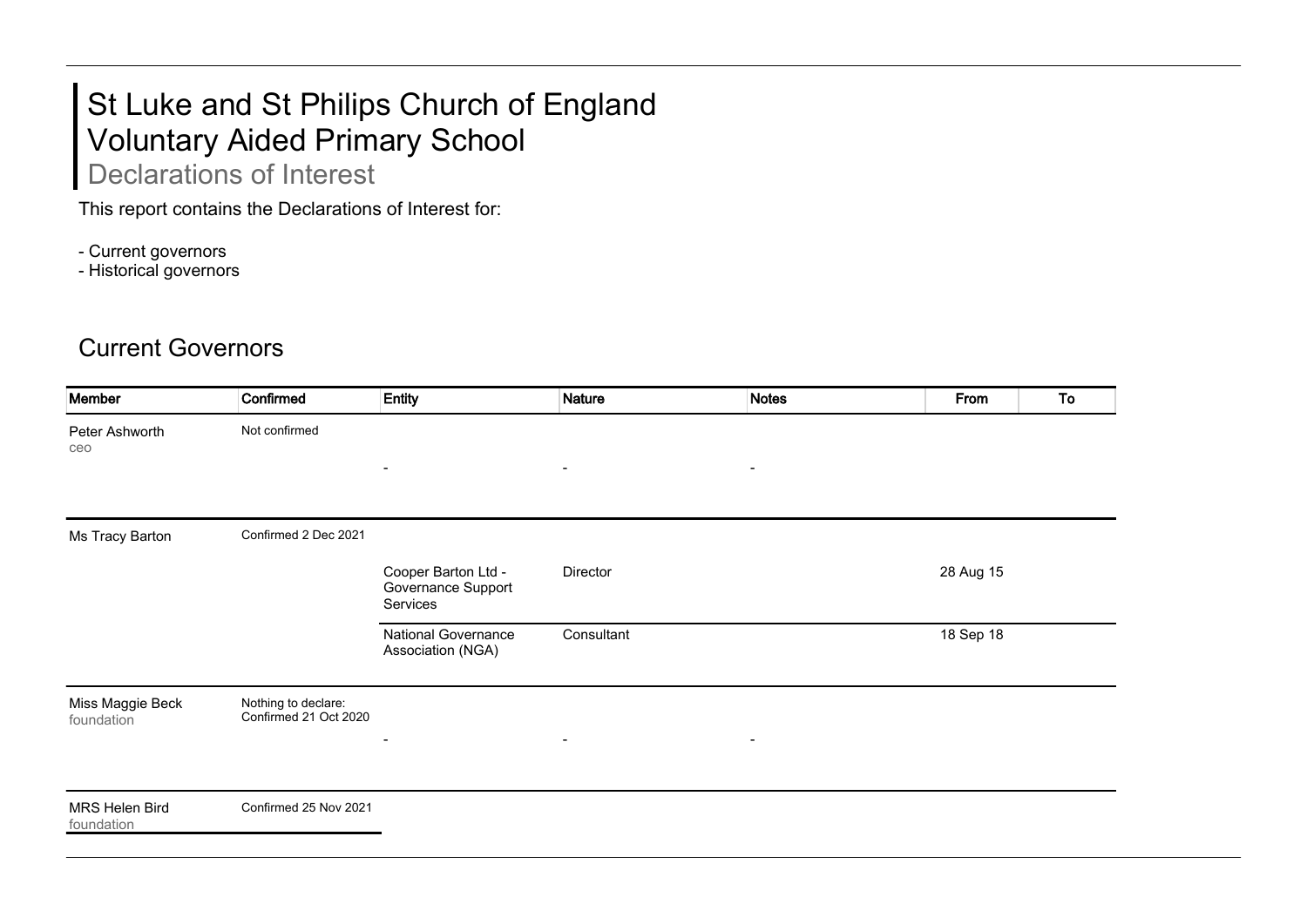# St Luke and St Philips Church of England Voluntary Aided Primary School

## Declarations of Interest

This report contains the Declarations of Interest for:

- Current governors
- Historical governors

## Current Governors

| Member | Confirmed | Entity | Nature | Notes | From | To |
|---|---|---|---|---|---|---|
| Peter Ashworth<br>ceo | Not confirmed | - | - | - | | |
| Ms Tracy Barton | Confirmed 2 Dec 2021 | Cooper Barton Ltd - Governance Support Services | Director | | 28 Aug 15 | |
| | | National Governance Association (NGA) | Consultant | | 18 Sep 18 | |
| Miss Maggie Beck<br>foundation | Nothing to declare: Confirmed 21 Oct 2020 | - | - | - | | |
| MRS Helen Bird<br>foundation | Confirmed 25 Nov 2021 | | | | | |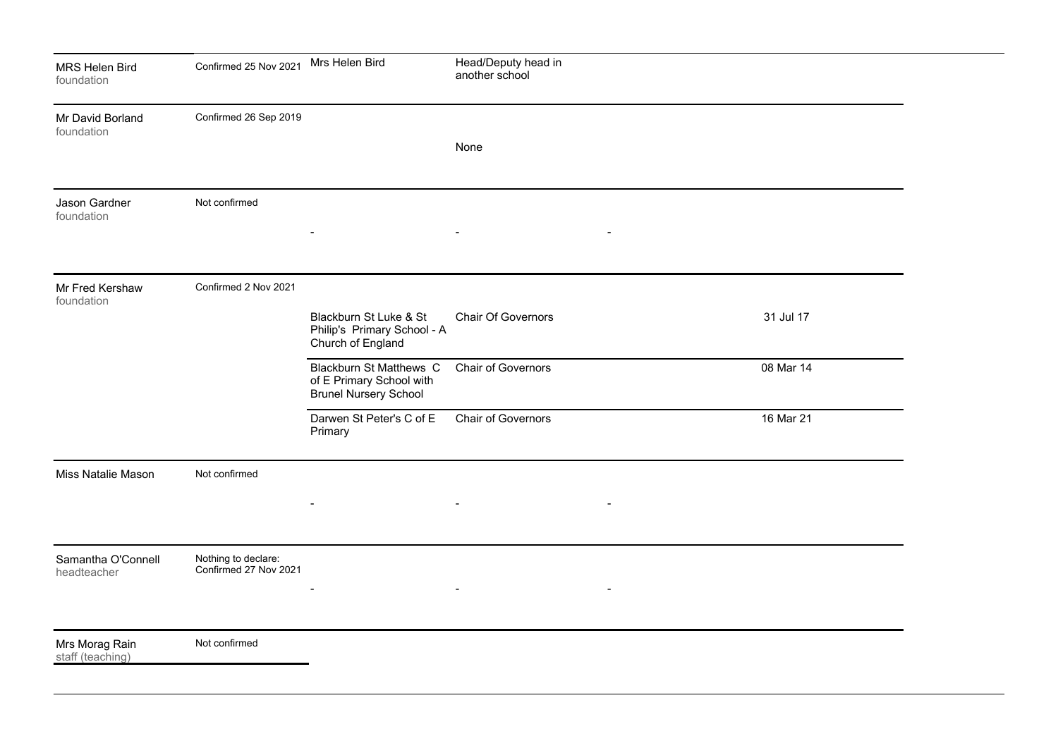| Name | Status | Organisation | Role | | Date |
|---|---|---|---|---|---|
| MRS Helen Bird<br>foundation | Confirmed 25 Nov 2021 | Mrs Helen Bird | Head/Deputy head in another school | | |
| Mr David Borland<br>foundation | Confirmed 26 Sep 2019 | | None | | |
| Jason Gardner<br>foundation | Not confirmed | - | - | - | |
| Mr Fred Kershaw<br>foundation | Confirmed 2 Nov 2021 | Blackburn St Luke & St Philip's Primary School - A Church of England | Chair Of Governors | | 31 Jul 17 |
| | | Blackburn St Matthews C of E Primary School with Brunel Nursery School | Chair of Governors | | 08 Mar 14 |
| | | Darwen St Peter's C of E Primary | Chair of Governors | | 16 Mar 21 |
| Miss Natalie Mason | Not confirmed | - | - | - | |
| Samantha O'Connell<br>headteacher | Nothing to declare: Confirmed 27 Nov 2021 | - | - | - | |
| Mrs Morag Rain<br>staff (teaching) | Not confirmed | | | | |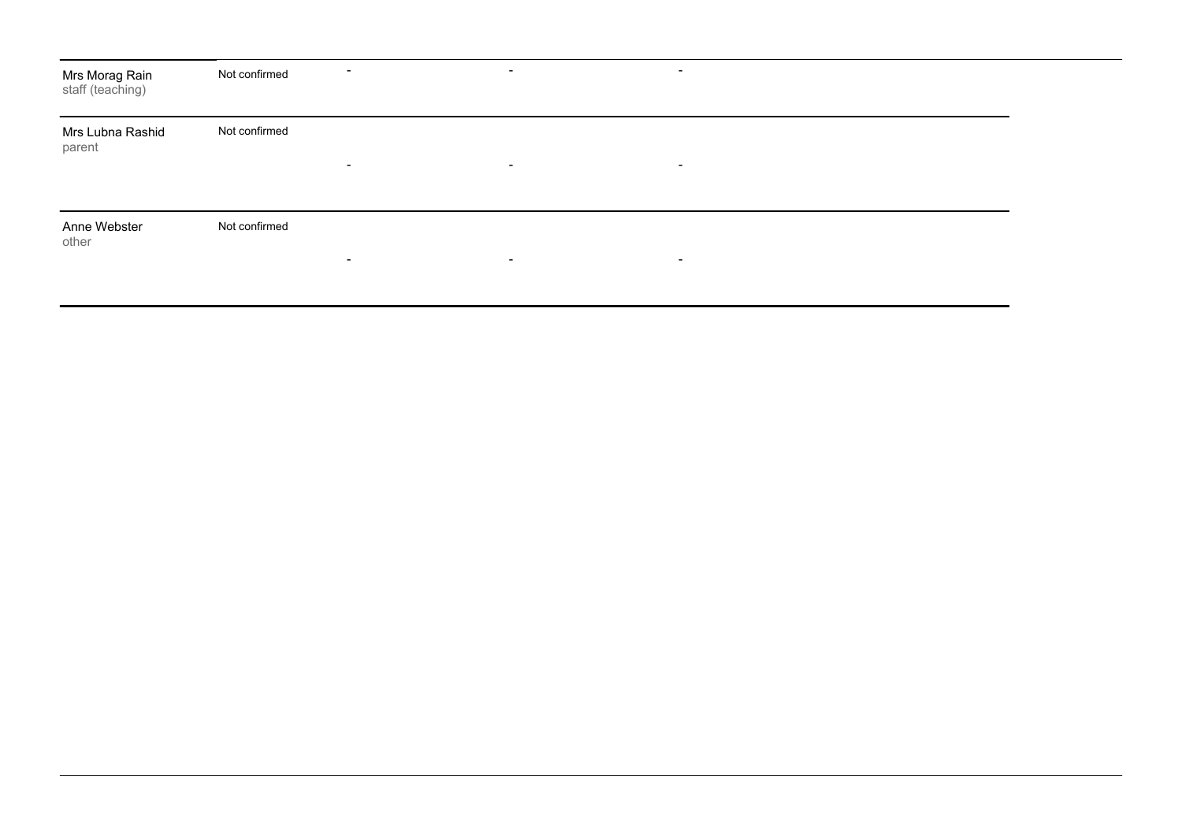| | | | | |
|---|---|---|---|---|
| Mrs Morag Rain<br>staff (teaching) | Not confirmed | - | - | - |
| Mrs Lubna Rashid<br>parent | Not confirmed | - | - | - |
| Anne Webster<br>other | Not confirmed | - | - | - |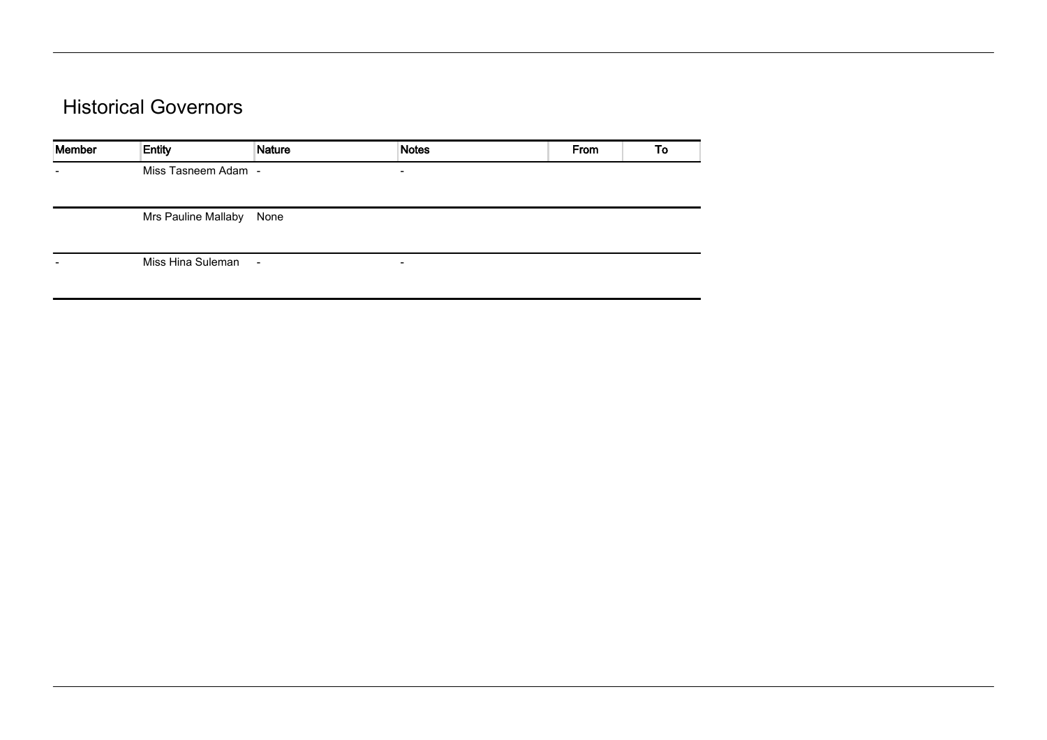# Historical Governors

| Member | Entity | Nature | Notes | From | To |
|---|---|---|---|---|---|
| - | Miss Tasneem Adam | - | - | | |
| | Mrs Pauline Mallaby | None | | | |
| - | Miss Hina Suleman | - | - | | |